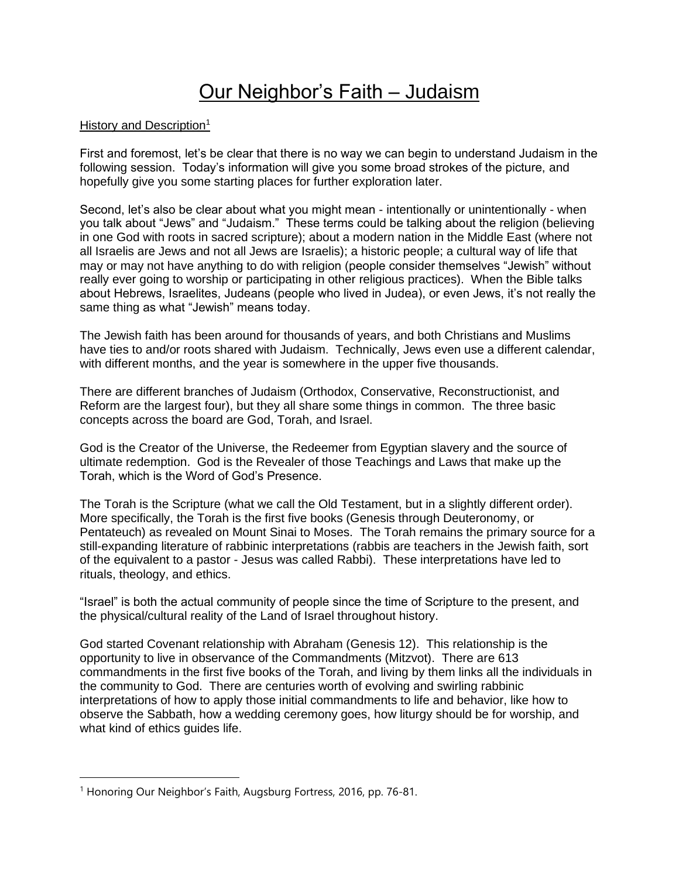# Our Neighbor's Faith – Judaism

History and Description[1]

First and foremost, let's be clear that there is no way we can begin to understand Judaism in the following session. Today's information will give you some broad strokes of the picture, and hopefully give you some starting places for further exploration later.

Second, let's also be clear about what you might mean - intentionally or unintentionally - when you talk about "Jews" and "Judaism." These terms could be talking about the religion (believing in one God with roots in sacred scripture); about a modern nation in the Middle East (where not all Israelis are Jews and not all Jews are Israelis); a historic people; a cultural way of life that may or may not have anything to do with religion (people consider themselves "Jewish" without really ever going to worship or participating in other religious practices). When the Bible talks about Hebrews, Israelites, Judeans (people who lived in Judea), or even Jews, it's not really the same thing as what "Jewish" means today.

The Jewish faith has been around for thousands of years, and both Christians and Muslims have ties to and/or roots shared with Judaism. Technically, Jews even use a different calendar, with different months, and the year is somewhere in the upper five thousands.

There are different branches of Judaism (Orthodox, Conservative, Reconstructionist, and Reform are the largest four), but they all share some things in common. The three basic concepts across the board are God, Torah, and Israel.

God is the Creator of the Universe, the Redeemer from Egyptian slavery and the source of ultimate redemption. God is the Revealer of those Teachings and Laws that make up the Torah, which is the Word of God's Presence.

The Torah is the Scripture (what we call the Old Testament, but in a slightly different order). More specifically, the Torah is the first five books (Genesis through Deuteronomy, or Pentateuch) as revealed on Mount Sinai to Moses. The Torah remains the primary source for a still-expanding literature of rabbinic interpretations (rabbis are teachers in the Jewish faith, sort of the equivalent to a pastor - Jesus was called Rabbi). These interpretations have led to rituals, theology, and ethics.

"Israel" is both the actual community of people since the time of Scripture to the present, and the physical/cultural reality of the Land of Israel throughout history.

God started Covenant relationship with Abraham (Genesis 12). This relationship is the opportunity to live in observance of the Commandments (Mitzvot). There are 613 commandments in the first five books of the Torah, and living by them links all the individuals in the community to God. There are centuries worth of evolving and swirling rabbinic interpretations of how to apply those initial commandments to life and behavior, like how to observe the Sabbath, how a wedding ceremony goes, how liturgy should be for worship, and what kind of ethics guides life.

---

[1] Honoring Our Neighbor's Faith, Augsburg Fortress, 2016, pp. 76-81.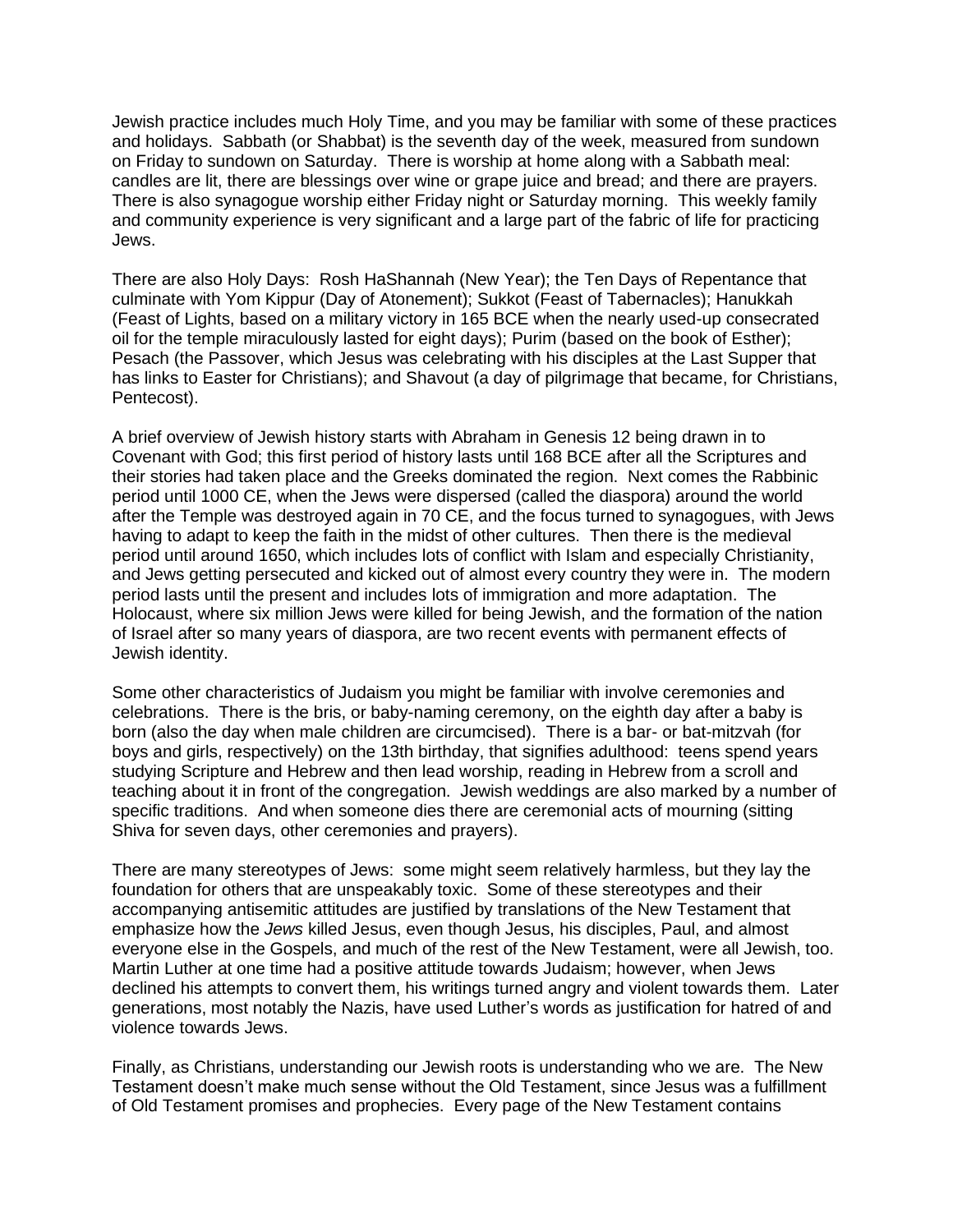Jewish practice includes much Holy Time, and you may be familiar with some of these practices and holidays.  Sabbath (or Shabbat) is the seventh day of the week, measured from sundown on Friday to sundown on Saturday.  There is worship at home along with a Sabbath meal: candles are lit, there are blessings over wine or grape juice and bread; and there are prayers.  There is also synagogue worship either Friday night or Saturday morning.  This weekly family and community experience is very significant and a large part of the fabric of life for practicing Jews.

There are also Holy Days:  Rosh HaShannah (New Year); the Ten Days of Repentance that culminate with Yom Kippur (Day of Atonement); Sukkot (Feast of Tabernacles); Hanukkah (Feast of Lights, based on a military victory in 165 BCE when the nearly used-up consecrated oil for the temple miraculously lasted for eight days); Purim (based on the book of Esther); Pesach (the Passover, which Jesus was celebrating with his disciples at the Last Supper that has links to Easter for Christians); and Shavout (a day of pilgrimage that became, for Christians, Pentecost).

A brief overview of Jewish history starts with Abraham in Genesis 12 being drawn in to Covenant with God; this first period of history lasts until 168 BCE after all the Scriptures and their stories had taken place and the Greeks dominated the region.  Next comes the Rabbinic period until 1000 CE, when the Jews were dispersed (called the diaspora) around the world after the Temple was destroyed again in 70 CE, and the focus turned to synagogues, with Jews having to adapt to keep the faith in the midst of other cultures.  Then there is the medieval period until around 1650, which includes lots of conflict with Islam and especially Christianity, and Jews getting persecuted and kicked out of almost every country they were in.  The modern period lasts until the present and includes lots of immigration and more adaptation.  The Holocaust, where six million Jews were killed for being Jewish, and the formation of the nation of Israel after so many years of diaspora, are two recent events with permanent effects of Jewish identity.

Some other characteristics of Judaism you might be familiar with involve ceremonies and celebrations.  There is the bris, or baby-naming ceremony, on the eighth day after a baby is born (also the day when male children are circumcised).  There is a bar- or bat-mitzvah (for boys and girls, respectively) on the 13th birthday, that signifies adulthood:  teens spend years studying Scripture and Hebrew and then lead worship, reading in Hebrew from a scroll and teaching about it in front of the congregation.  Jewish weddings are also marked by a number of specific traditions.  And when someone dies there are ceremonial acts of mourning (sitting Shiva for seven days, other ceremonies and prayers).

There are many stereotypes of Jews:  some might seem relatively harmless, but they lay the foundation for others that are unspeakably toxic.  Some of these stereotypes and their accompanying antisemitic attitudes are justified by translations of the New Testament that emphasize how the *Jews* killed Jesus, even though Jesus, his disciples, Paul, and almost everyone else in the Gospels, and much of the rest of the New Testament, were all Jewish, too.  Martin Luther at one time had a positive attitude towards Judaism; however, when Jews declined his attempts to convert them, his writings turned angry and violent towards them.  Later generations, most notably the Nazis, have used Luther's words as justification for hatred of and violence towards Jews.

Finally, as Christians, understanding our Jewish roots is understanding who we are.  The New Testament doesn't make much sense without the Old Testament, since Jesus was a fulfillment of Old Testament promises and prophecies.  Every page of the New Testament contains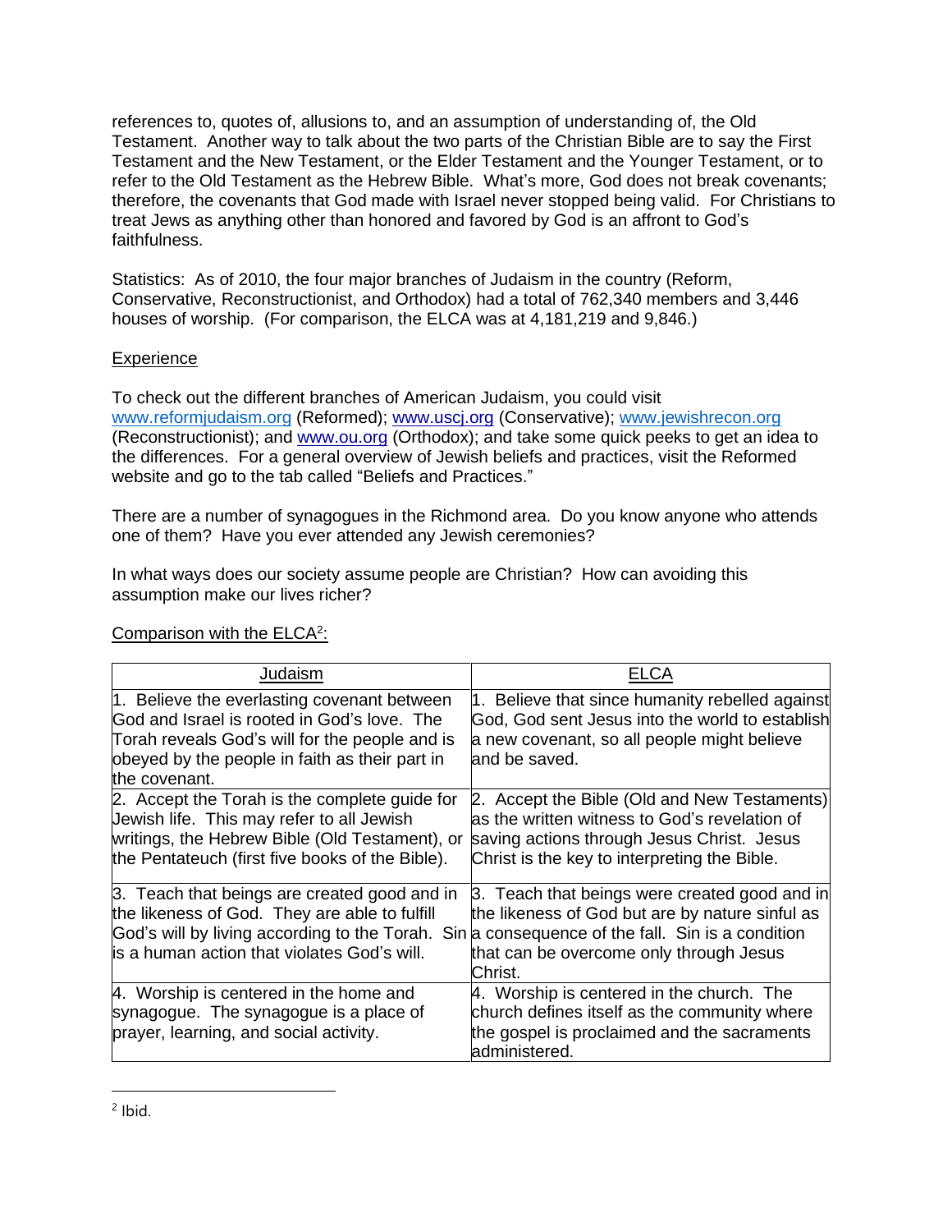references to, quotes of, allusions to, and an assumption of understanding of, the Old Testament. Another way to talk about the two parts of the Christian Bible are to say the First Testament and the New Testament, or the Elder Testament and the Younger Testament, or to refer to the Old Testament as the Hebrew Bible. What's more, God does not break covenants; therefore, the covenants that God made with Israel never stopped being valid. For Christians to treat Jews as anything other than honored and favored by God is an affront to God's faithfulness.

Statistics: As of 2010, the four major branches of Judaism in the country (Reform, Conservative, Reconstructionist, and Orthodox) had a total of 762,340 members and 3,446 houses of worship. (For comparison, the ELCA was at 4,181,219 and 9,846.)

<u>Experience</u>

To check out the different branches of American Judaism, you could visit www.reformjudaism.org (Reformed); www.uscj.org (Conservative); www.jewishrecon.org (Reconstructionist); and www.ou.org (Orthodox); and take some quick peeks to get an idea to the differences. For a general overview of Jewish beliefs and practices, visit the Reformed website and go to the tab called "Beliefs and Practices."

There are a number of synagogues in the Richmond area. Do you know anyone who attends one of them? Have you ever attended any Jewish ceremonies?

In what ways does our society assume people are Christian? How can avoiding this assumption make our lives richer?

<u>Comparison with the ELCA[2]:</u>

| Judaism | ELCA |
| --- | --- |
| 1. Believe the everlasting covenant between God and Israel is rooted in God's love. The Torah reveals God's will for the people and is obeyed by the people in faith as their part in the covenant. | 1. Believe that since humanity rebelled against God, God sent Jesus into the world to establish a new covenant, so all people might believe and be saved. |
| 2. Accept the Torah is the complete guide for Jewish life. This may refer to all Jewish writings, the Hebrew Bible (Old Testament), or the Pentateuch (first five books of the Bible). | 2. Accept the Bible (Old and New Testaments) as the written witness to God's revelation of saving actions through Jesus Christ. Jesus Christ is the key to interpreting the Bible. |
| 3. Teach that beings are created good and in the likeness of God. They are able to fulfill God's will by living according to the Torah. Sin is a human action that violates God's will. | 3. Teach that beings were created good and in the likeness of God but are by nature sinful as a consequence of the fall. Sin is a condition that can be overcome only through Jesus Christ. |
| 4. Worship is centered in the home and synagogue. The synagogue is a place of prayer, learning, and social activity. | 4. Worship is centered in the church. The church defines itself as the community where the gospel is proclaimed and the sacraments administered. |

[2] Ibid.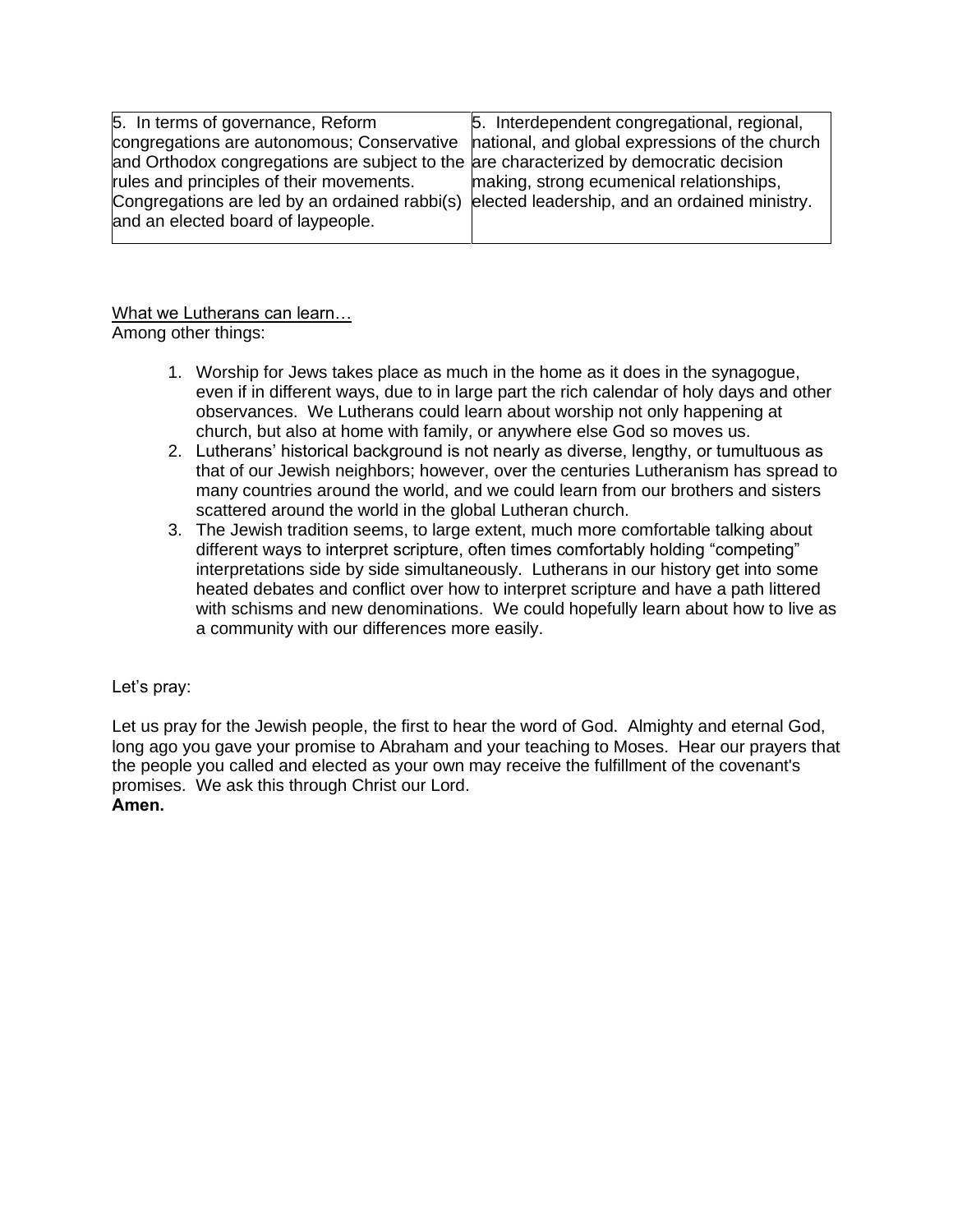| | |
|---|---|
| 5. In terms of governance, Reform congregations are autonomous; Conservative and Orthodox congregations are subject to the rules and principles of their movements. Congregations are led by an ordained rabbi(s) and an elected board of laypeople. | 5. Interdependent congregational, regional, national, and global expressions of the church are characterized by democratic decision making, strong ecumenical relationships, elected leadership, and an ordained ministry. |

<u>What we Lutherans can learn…</u>
Among other things:

1. Worship for Jews takes place as much in the home as it does in the synagogue, even if in different ways, due to in large part the rich calendar of holy days and other observances. We Lutherans could learn about worship not only happening at church, but also at home with family, or anywhere else God so moves us.
2. Lutherans' historical background is not nearly as diverse, lengthy, or tumultuous as that of our Jewish neighbors; however, over the centuries Lutheranism has spread to many countries around the world, and we could learn from our brothers and sisters scattered around the world in the global Lutheran church.
3. The Jewish tradition seems, to large extent, much more comfortable talking about different ways to interpret scripture, often times comfortably holding "competing" interpretations side by side simultaneously. Lutherans in our history get into some heated debates and conflict over how to interpret scripture and have a path littered with schisms and new denominations. We could hopefully learn about how to live as a community with our differences more easily.

Let's pray:

Let us pray for the Jewish people, the first to hear the word of God. Almighty and eternal God, long ago you gave your promise to Abraham and your teaching to Moses. Hear our prayers that the people you called and elected as your own may receive the fulfillment of the covenant's promises. We ask this through Christ our Lord.
**Amen.**